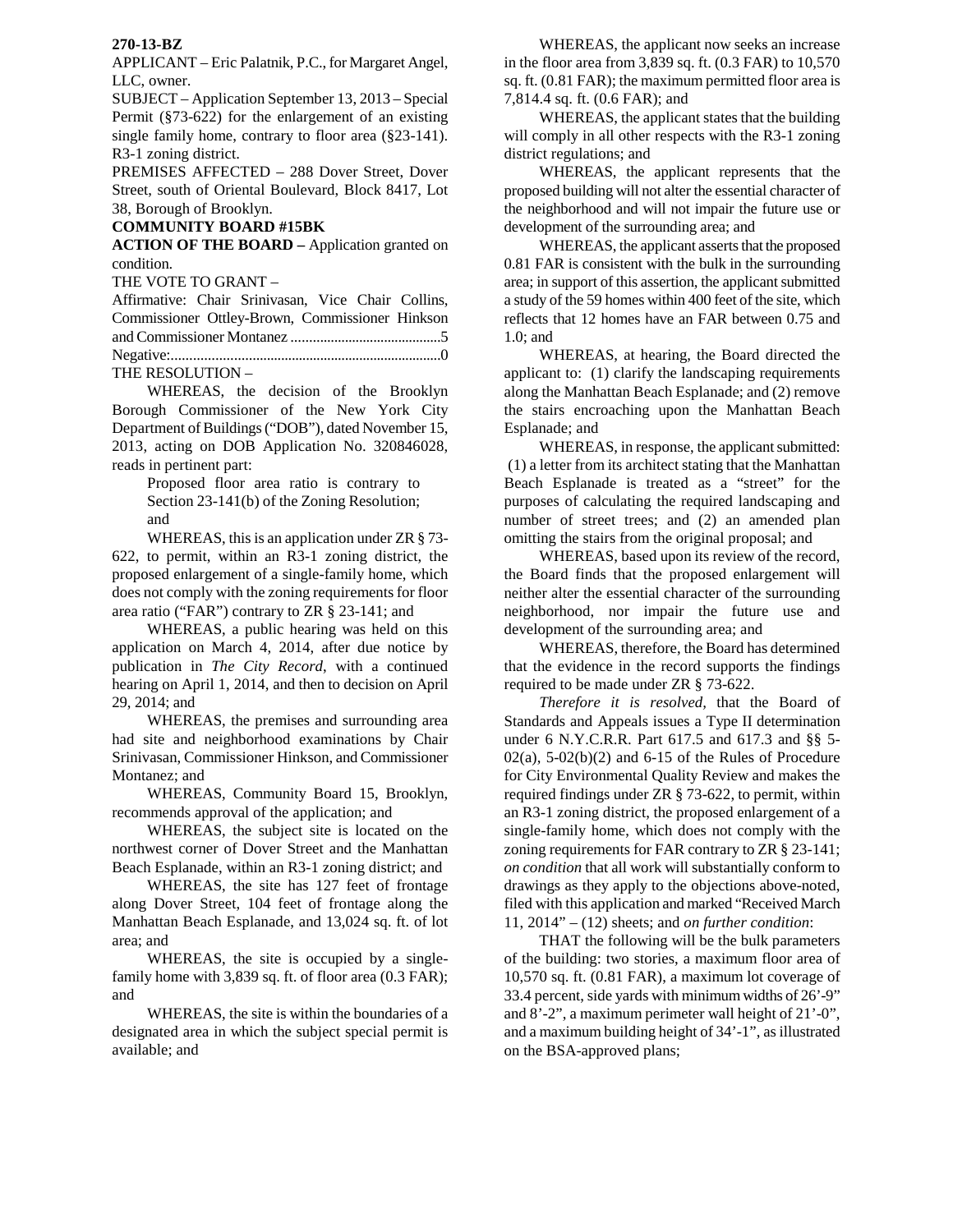**270-13-BZ**

APPLICANT – Eric Palatnik, P.C., for Margaret Angel, LLC, owner.

SUBJECT – Application September 13, 2013 – Special Permit (§73-622) for the enlargement of an existing single family home, contrary to floor area (§23-141). R3-1 zoning district.

PREMISES AFFECTED – 288 Dover Street, Dover Street, south of Oriental Boulevard, Block 8417, Lot 38, Borough of Brooklyn.

**COMMUNITY BOARD #15BK**

**ACTION OF THE BOARD –** Application granted on condition.

THE VOTE TO GRANT –

Affirmative: Chair Srinivasan, Vice Chair Collins, Commissioner Ottley-Brown, Commissioner Hinkson and Commissioner Montanez ..........................................5

Negative:..........................................................................0

THE RESOLUTION –

WHEREAS, the decision of the Brooklyn Borough Commissioner of the New York City Department of Buildings ("DOB"), dated November 15, 2013, acting on DOB Application No. 320846028, reads in pertinent part:

> Proposed floor area ratio is contrary to Section 23-141(b) of the Zoning Resolution; and

WHEREAS, this is an application under ZR § 73-622, to permit, within an R3-1 zoning district, the proposed enlargement of a single-family home, which does not comply with the zoning requirements for floor area ratio ("FAR") contrary to ZR § 23-141; and

WHEREAS, a public hearing was held on this application on March 4, 2014, after due notice by publication in *The City Record*, with a continued hearing on April 1, 2014, and then to decision on April 29, 2014; and

WHEREAS, the premises and surrounding area had site and neighborhood examinations by Chair Srinivasan, Commissioner Hinkson, and Commissioner Montanez; and

WHEREAS, Community Board 15, Brooklyn, recommends approval of the application; and

WHEREAS, the subject site is located on the northwest corner of Dover Street and the Manhattan Beach Esplanade, within an R3-1 zoning district; and

WHEREAS, the site has 127 feet of frontage along Dover Street, 104 feet of frontage along the Manhattan Beach Esplanade, and 13,024 sq. ft. of lot area; and

WHEREAS, the site is occupied by a single-family home with 3,839 sq. ft. of floor area (0.3 FAR); and

WHEREAS, the site is within the boundaries of a designated area in which the subject special permit is available; and

WHEREAS, the applicant now seeks an increase in the floor area from 3,839 sq. ft. (0.3 FAR) to 10,570 sq. ft. (0.81 FAR); the maximum permitted floor area is 7,814.4 sq. ft. (0.6 FAR); and

WHEREAS, the applicant states that the building will comply in all other respects with the R3-1 zoning district regulations; and

WHEREAS, the applicant represents that the proposed building will not alter the essential character of the neighborhood and will not impair the future use or development of the surrounding area; and

WHEREAS, the applicant asserts that the proposed 0.81 FAR is consistent with the bulk in the surrounding area; in support of this assertion, the applicant submitted a study of the 59 homes within 400 feet of the site, which reflects that 12 homes have an FAR between 0.75 and 1.0; and

WHEREAS, at hearing, the Board directed the applicant to: (1) clarify the landscaping requirements along the Manhattan Beach Esplanade; and (2) remove the stairs encroaching upon the Manhattan Beach Esplanade; and

WHEREAS, in response, the applicant submitted: (1) a letter from its architect stating that the Manhattan Beach Esplanade is treated as a "street" for the purposes of calculating the required landscaping and number of street trees; and (2) an amended plan omitting the stairs from the original proposal; and

WHEREAS, based upon its review of the record, the Board finds that the proposed enlargement will neither alter the essential character of the surrounding neighborhood, nor impair the future use and development of the surrounding area; and

WHEREAS, therefore, the Board has determined that the evidence in the record supports the findings required to be made under ZR § 73-622.

*Therefore it is resolved*, that the Board of Standards and Appeals issues a Type II determination under 6 N.Y.C.R.R. Part 617.5 and 617.3 and §§ 5-02(a), 5-02(b)(2) and 6-15 of the Rules of Procedure for City Environmental Quality Review and makes the required findings under ZR § 73-622, to permit, within an R3-1 zoning district, the proposed enlargement of a single-family home, which does not comply with the zoning requirements for FAR contrary to ZR § 23-141; *on condition* that all work will substantially conform to drawings as they apply to the objections above-noted, filed with this application and marked "Received March 11, 2014" – (12) sheets; and *on further condition*:

THAT the following will be the bulk parameters of the building: two stories, a maximum floor area of 10,570 sq. ft. (0.81 FAR), a maximum lot coverage of 33.4 percent, side yards with minimum widths of 26'-9" and 8'-2", a maximum perimeter wall height of 21'-0", and a maximum building height of 34'-1", as illustrated on the BSA-approved plans;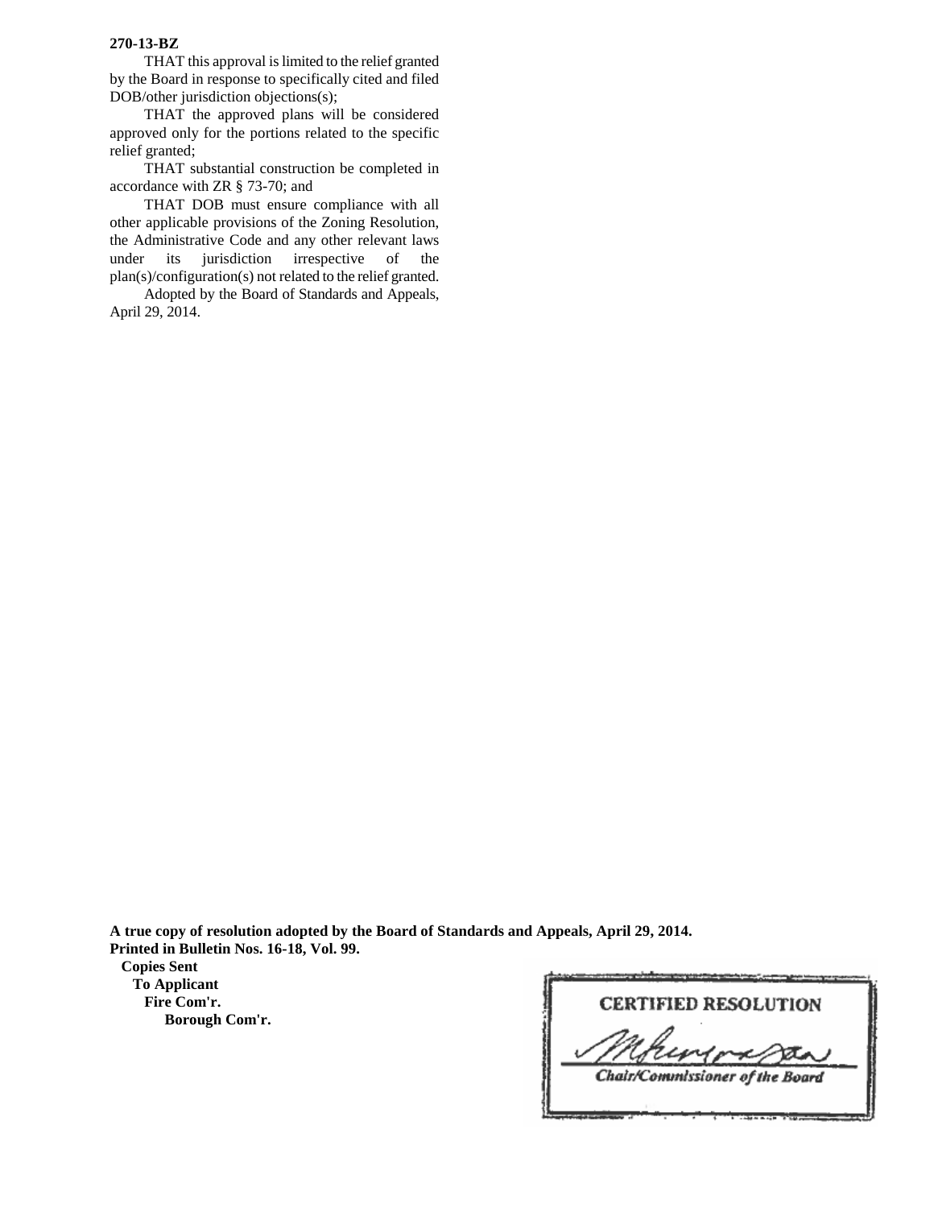**270-13-BZ**

THAT this approval is limited to the relief granted by the Board in response to specifically cited and filed DOB/other jurisdiction objections(s);

THAT the approved plans will be considered approved only for the portions related to the specific relief granted;

THAT substantial construction be completed in accordance with ZR § 73-70; and

THAT DOB must ensure compliance with all other applicable provisions of the Zoning Resolution, the Administrative Code and any other relevant laws under its jurisdiction irrespective of the plan(s)/configuration(s) not related to the relief granted.

Adopted by the Board of Standards and Appeals, April 29, 2014.

**A true copy of resolution adopted by the Board of Standards and Appeals, April 29, 2014.**
**Printed in Bulletin Nos. 16-18, Vol. 99.**

**Copies Sent**
**To Applicant**
**Fire Com'r.**
**Borough Com'r.**

CERTIFIED RESOLUTION

*Chair/Commissioner of the Board*